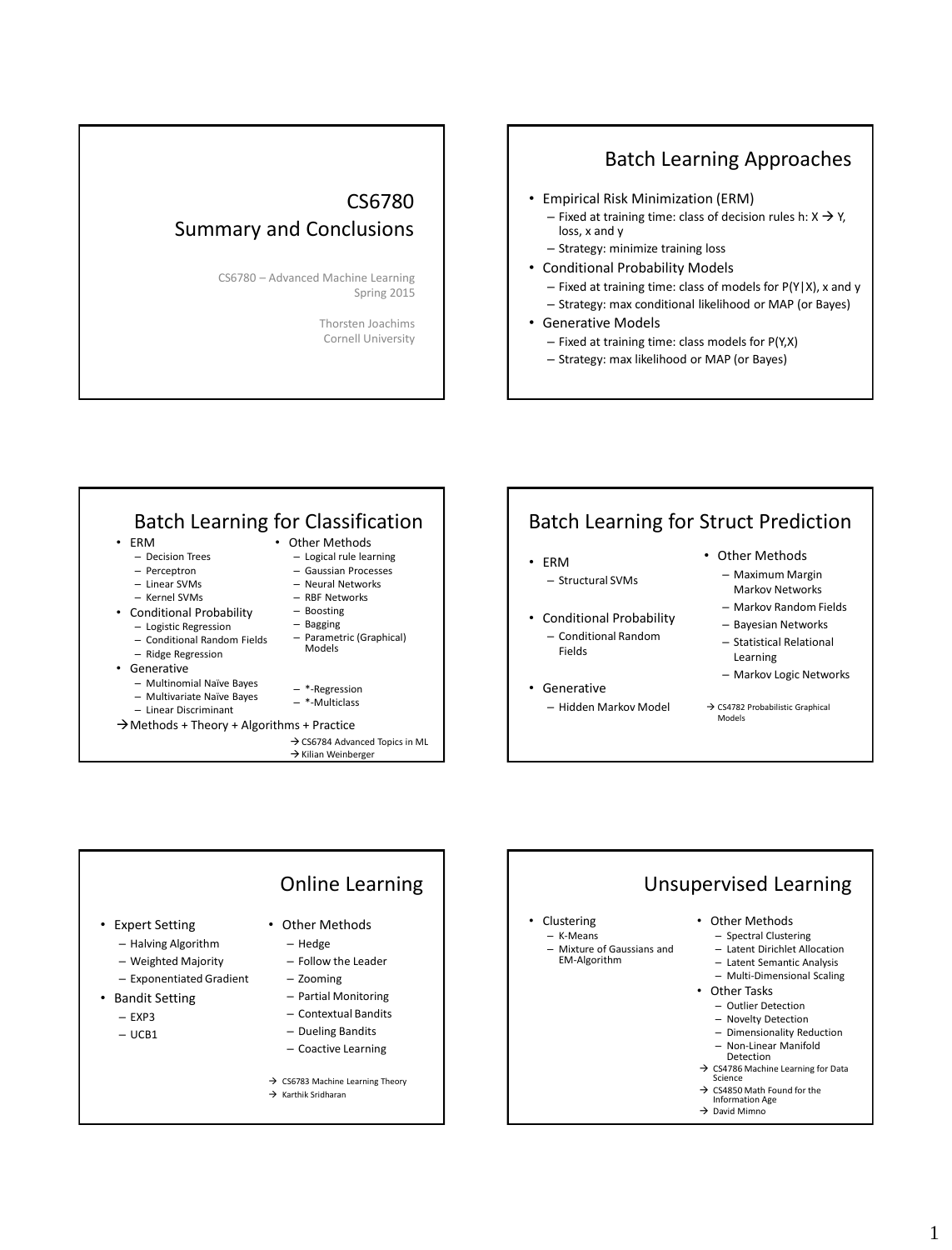# CS6780 Summary and Conclusions

CS6780 – Advanced Machine Learning
Spring 2015

Thorsten Joachims
Cornell University

## Batch Learning Approaches

- Empirical Risk Minimization (ERM)
  - Fixed at training time: class of decision rules h: X → Y, loss, x and y
  - Strategy: minimize training loss
- Conditional Probability Models
  - Fixed at training time: class of models for P(Y|X), x and y
  - Strategy: max conditional likelihood or MAP (or Bayes)
- Generative Models
  - Fixed at training time: class models for P(Y,X)
  - Strategy: max likelihood or MAP (or Bayes)

## Batch Learning for Classification

- ERM
  - Decision Trees
  - Perceptron
  - Linear SVMs
  - Kernel SVMs
- Conditional Probability
  - Logistic Regression
  - Conditional Random Fields
  - Ridge Regression
- Generative
  - Multinomial Naïve Bayes
  - Multivariate Naïve Bayes
  - Linear Discriminant
- Other Methods
  - Logical rule learning
  - Gaussian Processes
  - Neural Networks
  - RBF Networks
  - Boosting
  - Bagging
  - Parametric (Graphical) Models
  - *-Regression
  - *-Multiclass

→Methods + Theory + Algorithms + Practice

→ CS6784 Advanced Topics in ML
→ Kilian Weinberger

## Batch Learning for Struct Prediction

- ERM
  - Structural SVMs
- Conditional Probability
  - Conditional Random Fields
- Generative
  - Hidden Markov Model
- Other Methods
  - Maximum Margin Markov Networks
  - Markov Random Fields
  - Bayesian Networks
  - Statistical Relational Learning
  - Markov Logic Networks

→ CS4782 Probabilistic Graphical Models

## Online Learning

- Expert Setting
  - Halving Algorithm
  - Weighted Majority
  - Exponentiated Gradient
- Bandit Setting
  - EXP3
  - UCB1
- Other Methods
  - Hedge
  - Follow the Leader
  - Zooming
  - Partial Monitoring
  - Contextual Bandits
  - Dueling Bandits
  - Coactive Learning

→ CS6783 Machine Learning Theory
→ Karthik Sridharan

## Unsupervised Learning

- Clustering
  - K-Means
  - Mixture of Gaussians and EM-Algorithm
- Other Methods
  - Spectral Clustering
  - Latent Dirichlet Allocation
  - Latent Semantic Analysis
  - Multi-Dimensional Scaling
- Other Tasks
  - Outlier Detection
  - Novelty Detection
  - Dimensionality Reduction
  - Non-Linear Manifold Detection

→ CS4786 Machine Learning for Data Science
→ CS4850 Math Found for the Information Age
→ David Mimno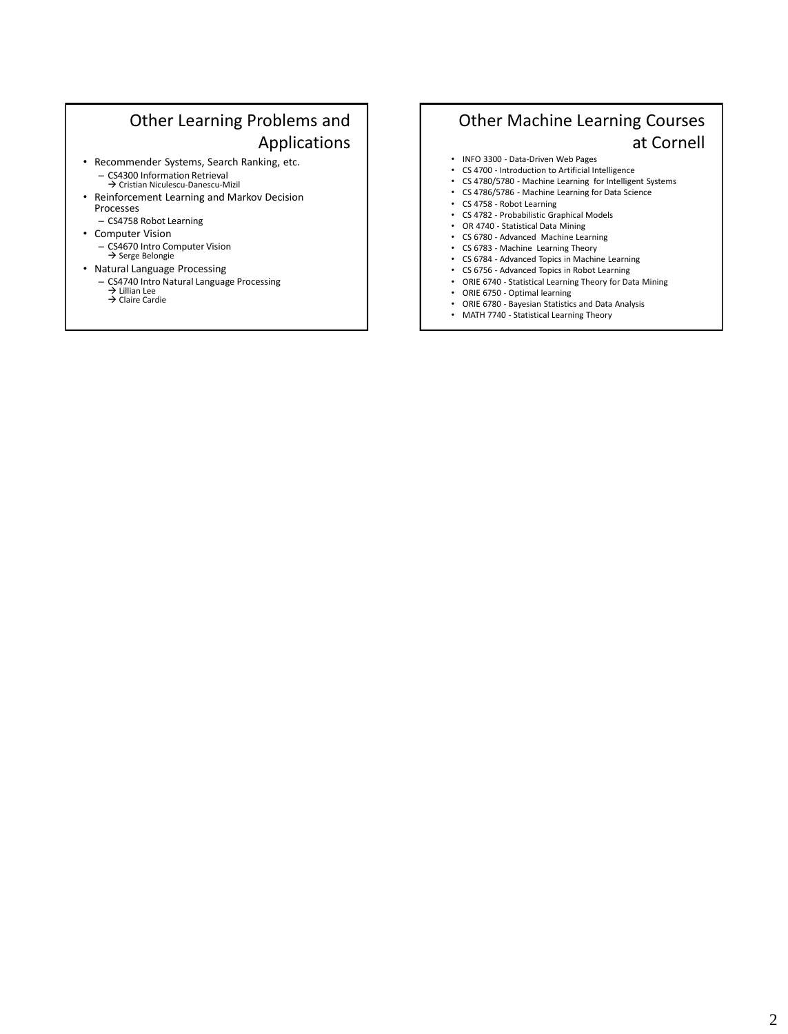## Other Learning Problems and Applications

- Recommender Systems, Search Ranking, etc.
  - CS4300 Information Retrieval
    → Cristian Niculescu-Danescu-Mizil
- Reinforcement Learning and Markov Decision Processes
  - CS4758 Robot Learning
- Computer Vision
  - CS4670 Intro Computer Vision
    → Serge Belongie
- Natural Language Processing
  - CS4740 Intro Natural Language Processing
    → Lillian Lee
    → Claire Cardie

## Other Machine Learning Courses at Cornell

- INFO 3300 - Data-Driven Web Pages
- CS 4700 - Introduction to Artificial Intelligence
- CS 4780/5780 - Machine Learning for Intelligent Systems
- CS 4786/5786 - Machine Learning for Data Science
- CS 4758 - Robot Learning
- CS 4782 - Probabilistic Graphical Models
- OR 4740 - Statistical Data Mining
- CS 6780 - Advanced Machine Learning
- CS 6783 - Machine Learning Theory
- CS 6784 - Advanced Topics in Machine Learning
- CS 6756 - Advanced Topics in Robot Learning
- ORIE 6740 - Statistical Learning Theory for Data Mining
- ORIE 6750 - Optimal learning
- ORIE 6780 - Bayesian Statistics and Data Analysis
- MATH 7740 - Statistical Learning Theory